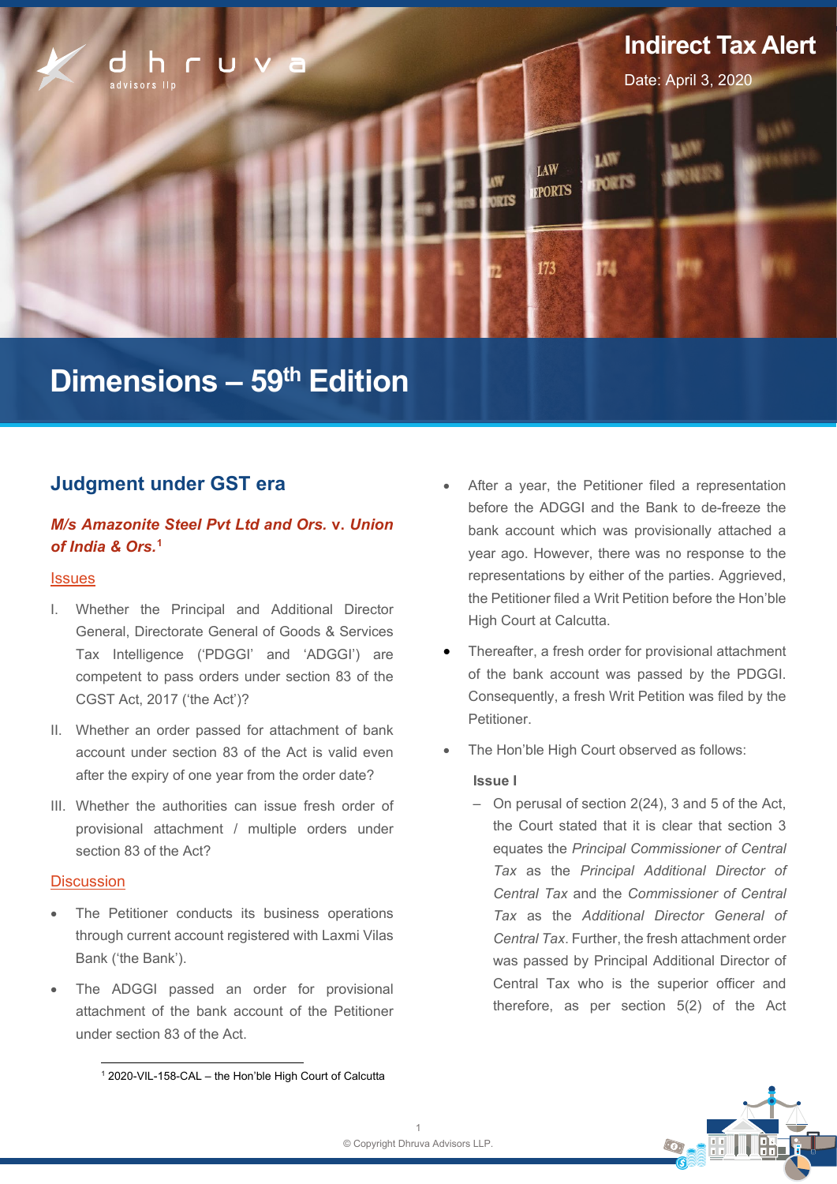Indirect Tax Alert

Date: April 3, 2020

# Dimensions – 59th Edition

## Judgment under GST era

***M/s Amazonite Steel Pvt Ltd and Ors.* v. *Union of India & Ors.*[1]**

### Issues

I. Whether the Principal and Additional Director General, Directorate General of Goods & Services Tax Intelligence ('PDGGI' and 'ADGGI') are competent to pass orders under section 83 of the CGST Act, 2017 ('the Act')?

II. Whether an order passed for attachment of bank account under section 83 of the Act is valid even after the expiry of one year from the order date?

III. Whether the authorities can issue fresh order of provisional attachment / multiple orders under section 83 of the Act?

### Discussion

- The Petitioner conducts its business operations through current account registered with Laxmi Vilas Bank ('the Bank').
- The ADGGI passed an order for provisional attachment of the bank account of the Petitioner under section 83 of the Act.
- After a year, the Petitioner filed a representation before the ADGGI and the Bank to de-freeze the bank account which was provisionally attached a year ago. However, there was no response to the representations by either of the parties. Aggrieved, the Petitioner filed a Writ Petition before the Hon'ble High Court at Calcutta.
- Thereafter, a fresh order for provisional attachment of the bank account was passed by the PDGGI. Consequently, a fresh Writ Petition was filed by the Petitioner.
- The Hon'ble High Court observed as follows:

**Issue I**

– On perusal of section 2(24), 3 and 5 of the Act, the Court stated that it is clear that section 3 equates the *Principal Commissioner of Central Tax* as the *Principal Additional Director of Central Tax* and the *Commissioner of Central Tax* as the *Additional Director General of Central Tax*. Further, the fresh attachment order was passed by Principal Additional Director of Central Tax who is the superior officer and therefore, as per section 5(2) of the Act

[1] 2020-VIL-158-CAL – the Hon'ble High Court of Calcutta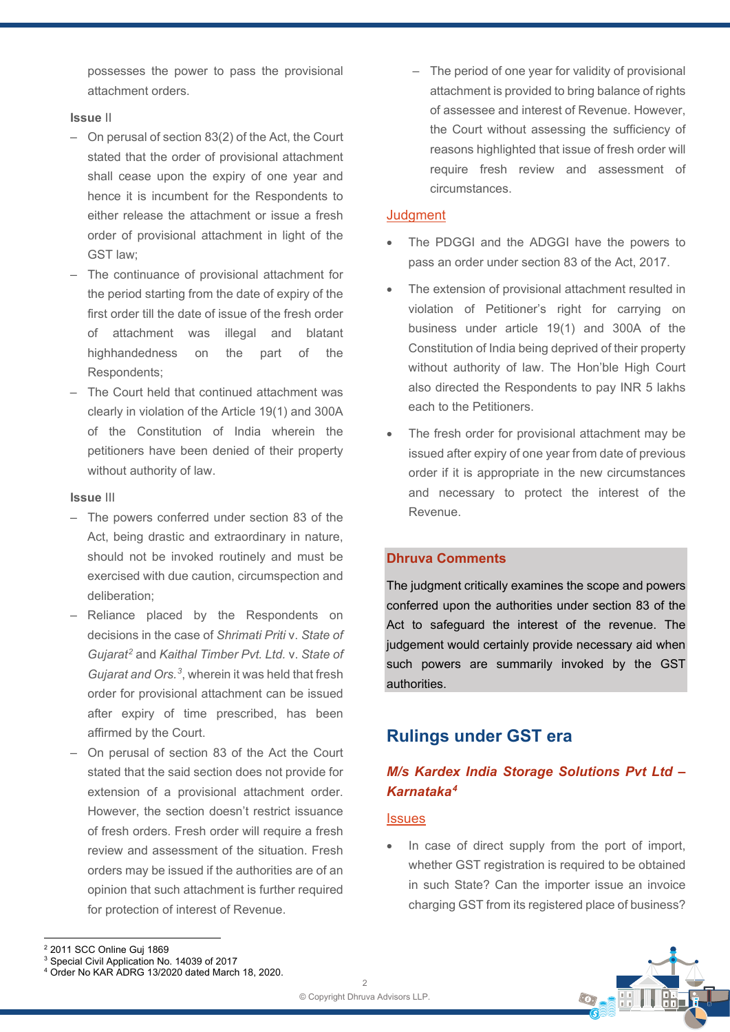possesses the power to pass the provisional attachment orders.

**Issue** II

- On perusal of section 83(2) of the Act, the Court stated that the order of provisional attachment shall cease upon the expiry of one year and hence it is incumbent for the Respondents to either release the attachment or issue a fresh order of provisional attachment in light of the GST law;
- The continuance of provisional attachment for the period starting from the date of expiry of the first order till the date of issue of the fresh order of attachment was illegal and blatant highhandedness on the part of the Respondents;
- The Court held that continued attachment was clearly in violation of the Article 19(1) and 300A of the Constitution of India wherein the petitioners have been denied of their property without authority of law.

**Issue** III

- The powers conferred under section 83 of the Act, being drastic and extraordinary in nature, should not be invoked routinely and must be exercised with due caution, circumspection and deliberation;
- Reliance placed by the Respondents on decisions in the case of *Shrimati Priti* v. *State of Gujarat*[2] and *Kaithal Timber Pvt. Ltd.* v. *State of Gujarat and Ors.*[3], wherein it was held that fresh order for provisional attachment can be issued after expiry of time prescribed, has been affirmed by the Court.
- On perusal of section 83 of the Act the Court stated that the said section does not provide for extension of a provisional attachment order. However, the section doesn't restrict issuance of fresh orders. Fresh order will require a fresh review and assessment of the situation. Fresh orders may be issued if the authorities are of an opinion that such attachment is further required for protection of interest of Revenue.
- The period of one year for validity of provisional attachment is provided to bring balance of rights of assessee and interest of Revenue. However, the Court without assessing the sufficiency of reasons highlighted that issue of fresh order will require fresh review and assessment of circumstances.

**Judgment**

- The PDGGI and the ADGGI have the powers to pass an order under section 83 of the Act, 2017.
- The extension of provisional attachment resulted in violation of Petitioner's right for carrying on business under article 19(1) and 300A of the Constitution of India being deprived of their property without authority of law. The Hon'ble High Court also directed the Respondents to pay INR 5 lakhs each to the Petitioners.
- The fresh order for provisional attachment may be issued after expiry of one year from date of previous order if it is appropriate in the new circumstances and necessary to protect the interest of the Revenue.

**Dhruva Comments**

The judgment critically examines the scope and powers conferred upon the authorities under section 83 of the Act to safeguard the interest of the revenue. The judgement would certainly provide necessary aid when such powers are summarily invoked by the GST authorities.

## Rulings under GST era

### *M/s Kardex India Storage Solutions Pvt Ltd – Karnataka*[4]

**Issues**

- In case of direct supply from the port of import, whether GST registration is required to be obtained in such State? Can the importer issue an invoice charging GST from its registered place of business?

---

[2] 2011 SCC Online Guj 1869
[3] Special Civil Application No. 14039 of 2017
[4] Order No KAR ADRG 13/2020 dated March 18, 2020.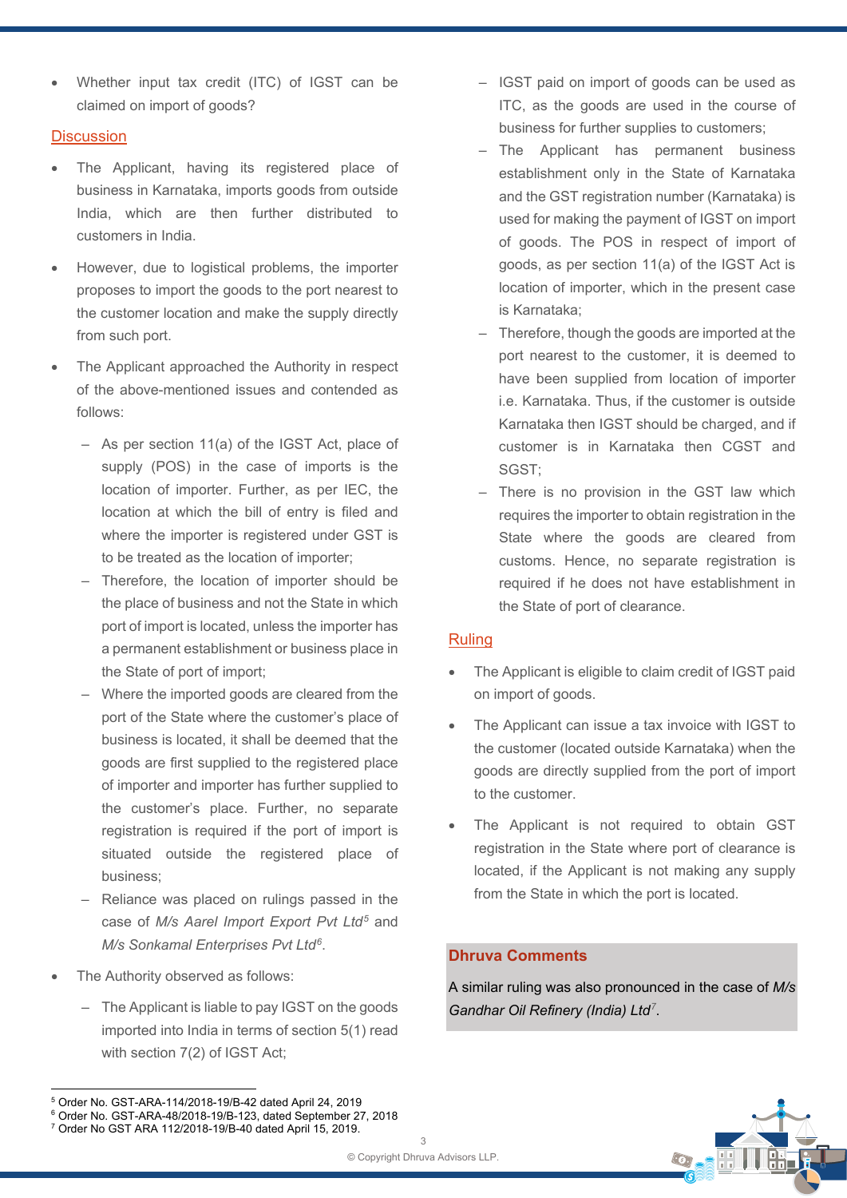- Whether input tax credit (ITC) of IGST can be claimed on import of goods?

## Discussion

- The Applicant, having its registered place of business in Karnataka, imports goods from outside India, which are then further distributed to customers in India.
- However, due to logistical problems, the importer proposes to import the goods to the port nearest to the customer location and make the supply directly from such port.
- The Applicant approached the Authority in respect of the above-mentioned issues and contended as follows:
  - As per section 11(a) of the IGST Act, place of supply (POS) in the case of imports is the location of importer. Further, as per IEC, the location at which the bill of entry is filed and where the importer is registered under GST is to be treated as the location of importer;
  - Therefore, the location of importer should be the place of business and not the State in which port of import is located, unless the importer has a permanent establishment or business place in the State of port of import;
  - Where the imported goods are cleared from the port of the State where the customer's place of business is located, it shall be deemed that the goods are first supplied to the registered place of importer and importer has further supplied to the customer's place. Further, no separate registration is required if the port of import is situated outside the registered place of business;
  - Reliance was placed on rulings passed in the case of *M/s Aarel Import Export Pvt Ltd*[5] and *M/s Sonkamal Enterprises Pvt Ltd*[6].
- The Authority observed as follows:
  - The Applicant is liable to pay IGST on the goods imported into India in terms of section 5(1) read with section 7(2) of IGST Act;
  - IGST paid on import of goods can be used as ITC, as the goods are used in the course of business for further supplies to customers;
  - The Applicant has permanent business establishment only in the State of Karnataka and the GST registration number (Karnataka) is used for making the payment of IGST on import of goods. The POS in respect of import of goods, as per section 11(a) of the IGST Act is location of importer, which in the present case is Karnataka;
  - Therefore, though the goods are imported at the port nearest to the customer, it is deemed to have been supplied from location of importer i.e. Karnataka. Thus, if the customer is outside Karnataka then IGST should be charged, and if customer is in Karnataka then CGST and SGST;
  - There is no provision in the GST law which requires the importer to obtain registration in the State where the goods are cleared from customs. Hence, no separate registration is required if he does not have establishment in the State of port of clearance.

## Ruling

- The Applicant is eligible to claim credit of IGST paid on import of goods.
- The Applicant can issue a tax invoice with IGST to the customer (located outside Karnataka) when the goods are directly supplied from the port of import to the customer.
- The Applicant is not required to obtain GST registration in the State where port of clearance is located, if the Applicant is not making any supply from the State in which the port is located.

### Dhruva Comments

A similar ruling was also pronounced in the case of *M/s Gandhar Oil Refinery (India) Ltd*[7].

---

[5] Order No. GST-ARA-114/2018-19/B-42 dated April 24, 2019
[6] Order No. GST-ARA-48/2018-19/B-123, dated September 27, 2018
[7] Order No GST ARA 112/2018-19/B-40 dated April 15, 2019.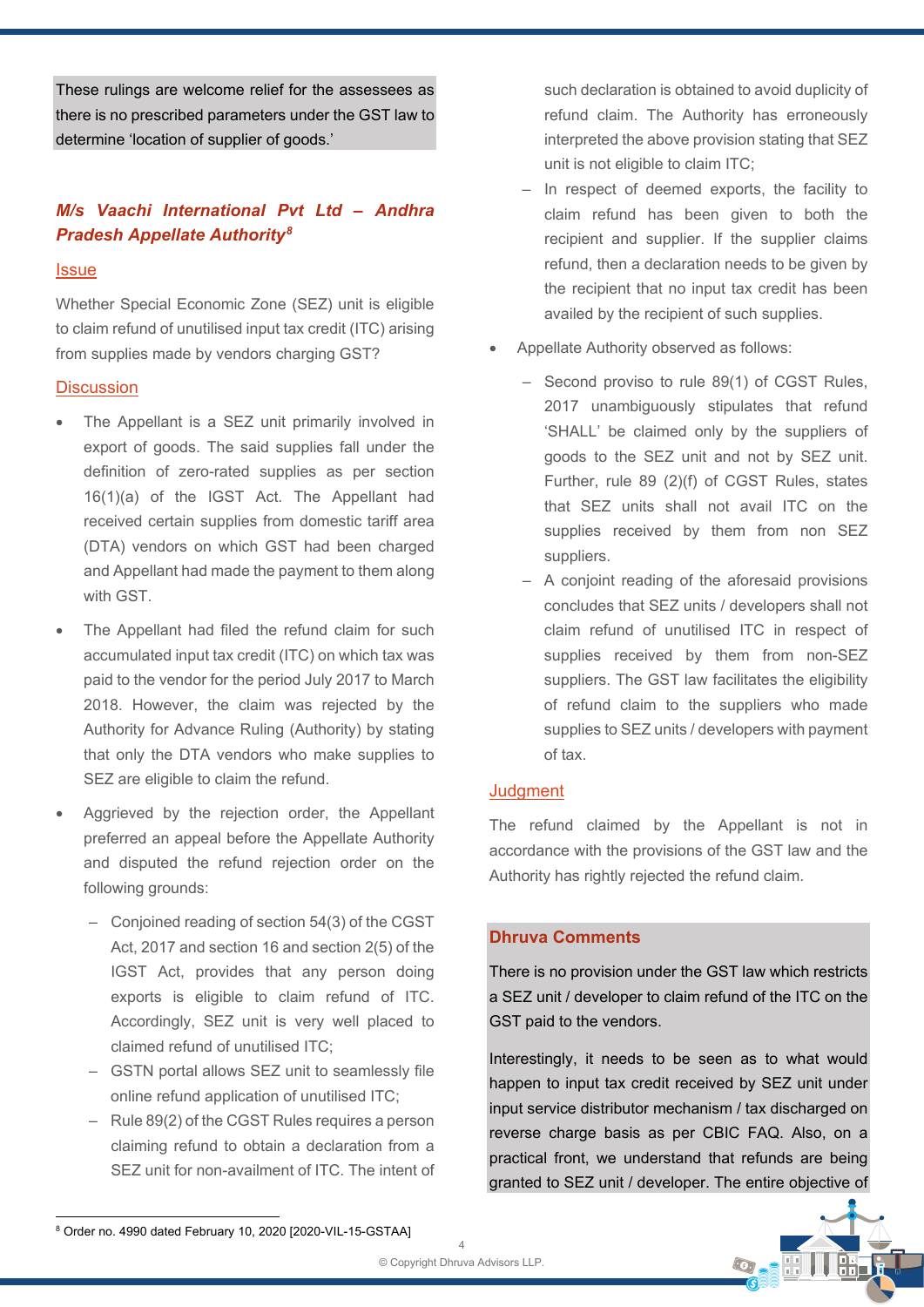These rulings are welcome relief for the assessees as there is no prescribed parameters under the GST law to determine 'location of supplier of goods.'

### *M/s Vaachi International Pvt Ltd – Andhra Pradesh Appellate Authority*[8]

#### Issue

Whether Special Economic Zone (SEZ) unit is eligible to claim refund of unutilised input tax credit (ITC) arising from supplies made by vendors charging GST?

#### Discussion

- The Appellant is a SEZ unit primarily involved in export of goods. The said supplies fall under the definition of zero-rated supplies as per section 16(1)(a) of the IGST Act. The Appellant had received certain supplies from domestic tariff area (DTA) vendors on which GST had been charged and Appellant had made the payment to them along with GST.
- The Appellant had filed the refund claim for such accumulated input tax credit (ITC) on which tax was paid to the vendor for the period July 2017 to March 2018. However, the claim was rejected by the Authority for Advance Ruling (Authority) by stating that only the DTA vendors who make supplies to SEZ are eligible to claim the refund.
- Aggrieved by the rejection order, the Appellant preferred an appeal before the Appellate Authority and disputed the refund rejection order on the following grounds:
  - Conjoined reading of section 54(3) of the CGST Act, 2017 and section 16 and section 2(5) of the IGST Act, provides that any person doing exports is eligible to claim refund of ITC. Accordingly, SEZ unit is very well placed to claimed refund of unutilised ITC;
  - GSTN portal allows SEZ unit to seamlessly file online refund application of unutilised ITC;
  - Rule 89(2) of the CGST Rules requires a person claiming refund to obtain a declaration from a SEZ unit for non-availment of ITC. The intent of such declaration is obtained to avoid duplicity of refund claim. The Authority has erroneously interpreted the above provision stating that SEZ unit is not eligible to claim ITC;
  - In respect of deemed exports, the facility to claim refund has been given to both the recipient and supplier. If the supplier claims refund, then a declaration needs to be given by the recipient that no input tax credit has been availed by the recipient of such supplies.
- Appellate Authority observed as follows:
  - Second proviso to rule 89(1) of CGST Rules, 2017 unambiguously stipulates that refund 'SHALL' be claimed only by the suppliers of goods to the SEZ unit and not by SEZ unit. Further, rule 89 (2)(f) of CGST Rules, states that SEZ units shall not avail ITC on the supplies received by them from non SEZ suppliers.
  - A conjoint reading of the aforesaid provisions concludes that SEZ units / developers shall not claim refund of unutilised ITC in respect of supplies received by them from non-SEZ suppliers. The GST law facilitates the eligibility of refund claim to the suppliers who made supplies to SEZ units / developers with payment of tax.

#### Judgment

The refund claimed by the Appellant is not in accordance with the provisions of the GST law and the Authority has rightly rejected the refund claim.

#### Dhruva Comments

There is no provision under the GST law which restricts a SEZ unit / developer to claim refund of the ITC on the GST paid to the vendors.

Interestingly, it needs to be seen as to what would happen to input tax credit received by SEZ unit under input service distributor mechanism / tax discharged on reverse charge basis as per CBIC FAQ. Also, on a practical front, we understand that refunds are being granted to SEZ unit / developer. The entire objective of

---

[8] Order no. 4990 dated February 10, 2020 [2020-VIL-15-GSTAA]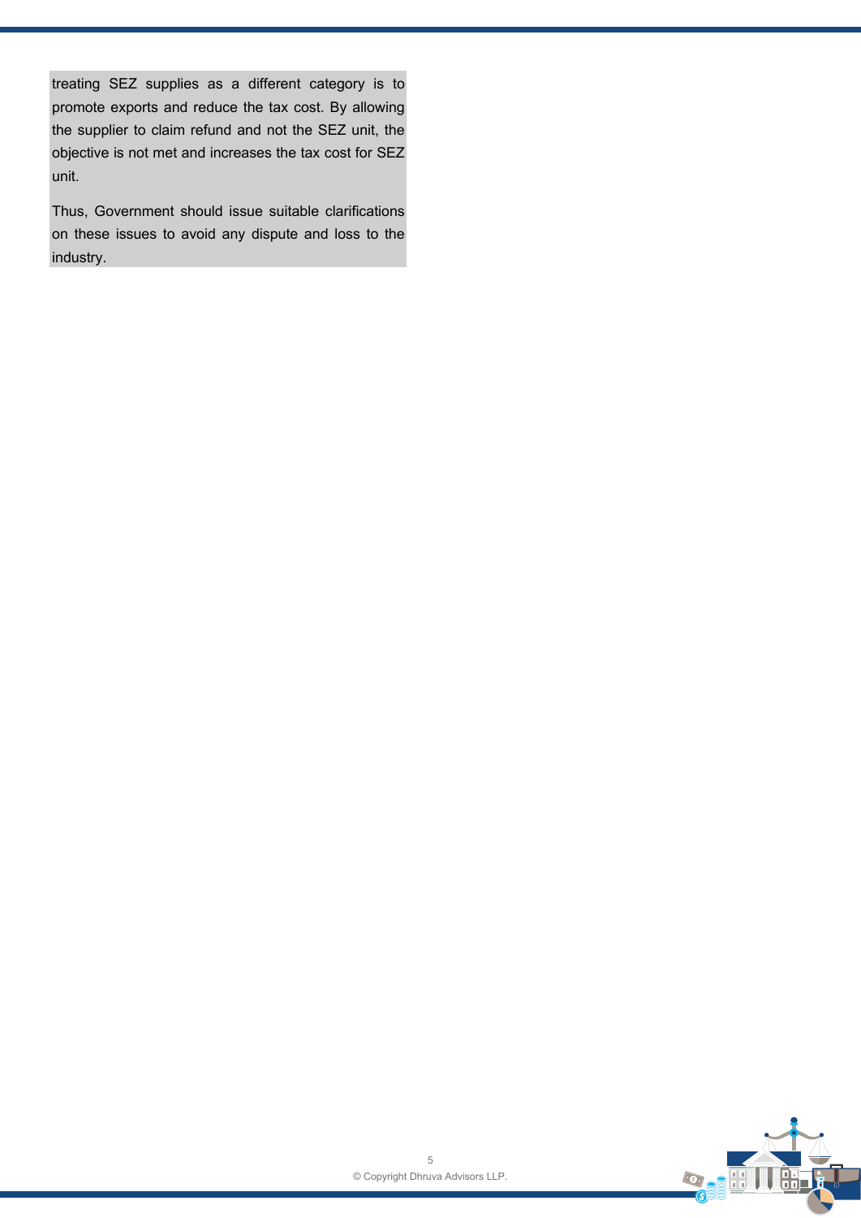treating SEZ supplies as a different category is to promote exports and reduce the tax cost. By allowing the supplier to claim refund and not the SEZ unit, the objective is not met and increases the tax cost for SEZ unit.

Thus, Government should issue suitable clarifications on these issues to avoid any dispute and loss to the industry.

© Copyright Dhruva Advisors LLP.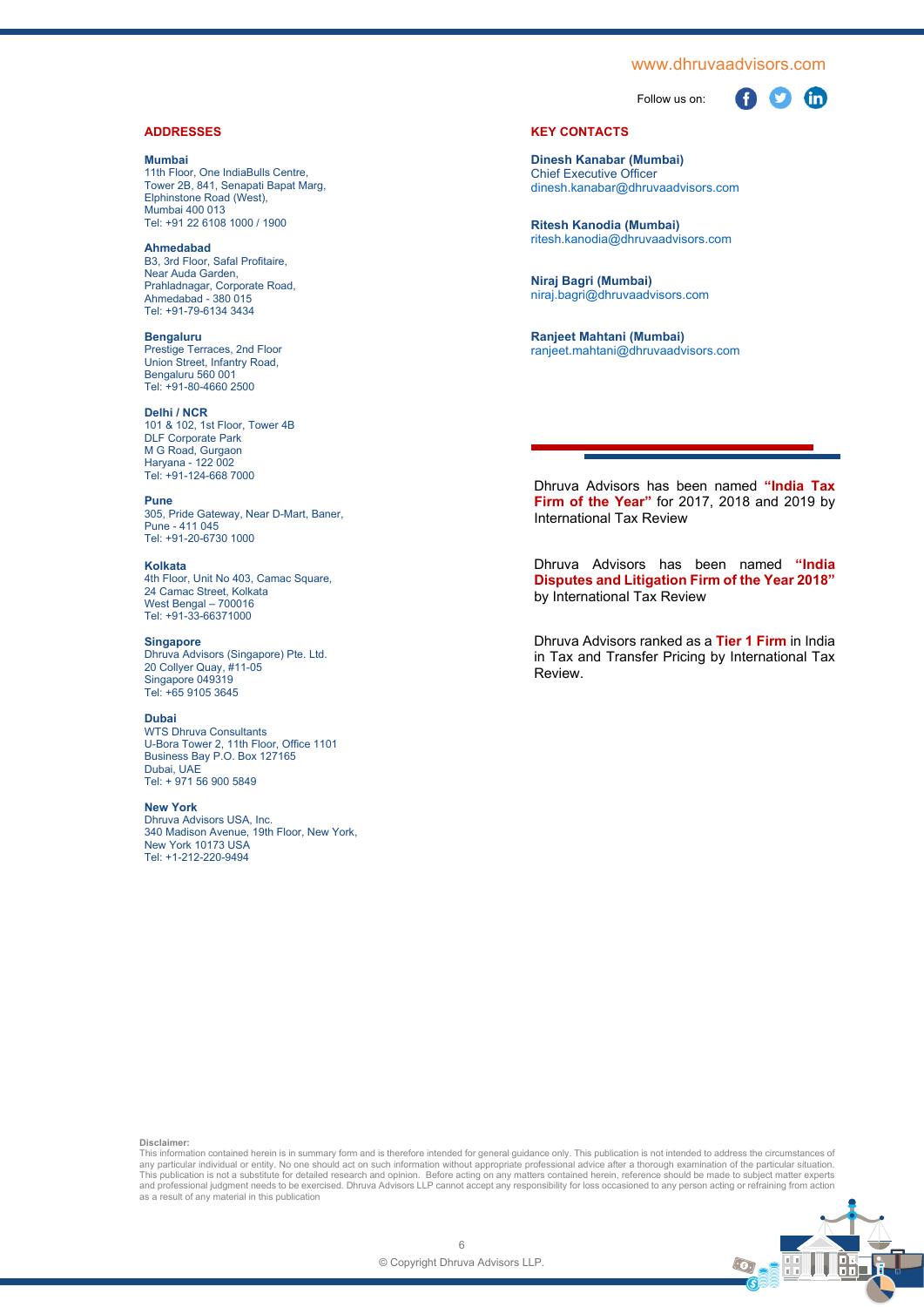www.dhruvaadvisors.com

Follow us on:

## ADDRESSES

**Mumbai**
11th Floor, One IndiaBulls Centre,
Tower 2B, 841, Senapati Bapat Marg,
Elphinstone Road (West),
Mumbai 400 013
Tel: +91 22 6108 1000 / 1900

**Ahmedabad**
B3, 3rd Floor, Safal Profitaire,
Near Auda Garden,
Prahladnagar, Corporate Road,
Ahmedabad - 380 015
Tel: +91-79-6134 3434

**Bengaluru**
Prestige Terraces, 2nd Floor
Union Street, Infantry Road,
Bengaluru 560 001
Tel: +91-80-4660 2500

**Delhi / NCR**
101 & 102, 1st Floor, Tower 4B
DLF Corporate Park
M G Road, Gurgaon
Haryana - 122 002
Tel: +91-124-668 7000

**Pune**
305, Pride Gateway, Near D-Mart, Baner,
Pune - 411 045
Tel: +91-20-6730 1000

**Kolkata**
4th Floor, Unit No 403, Camac Square,
24 Camac Street, Kolkata
West Bengal – 700016
Tel: +91-33-66371000

**Singapore**
Dhruva Advisors (Singapore) Pte. Ltd.
20 Collyer Quay, #11-05
Singapore 049319
Tel: +65 9105 3645

**Dubai**
WTS Dhruva Consultants
U-Bora Tower 2, 11th Floor, Office 1101
Business Bay P.O. Box 127165
Dubai, UAE
Tel: + 971 56 900 5849

**New York**
Dhruva Advisors USA, Inc.
340 Madison Avenue, 19th Floor, New York,
New York 10173 USA
Tel: +1-212-220-9494

## KEY CONTACTS

**Dinesh Kanabar (Mumbai)**
Chief Executive Officer
dinesh.kanabar@dhruvaadvisors.com

**Ritesh Kanodia (Mumbai)**
ritesh.kanodia@dhruvaadvisors.com

**Niraj Bagri (Mumbai)**
niraj.bagri@dhruvaadvisors.com

**Ranjeet Mahtani (Mumbai)**
ranjeet.mahtani@dhruvaadvisors.com

Dhruva Advisors has been named **"India Tax Firm of the Year"** for 2017, 2018 and 2019 by International Tax Review

Dhruva Advisors has been named **"India Disputes and Litigation Firm of the Year 2018"** by International Tax Review

Dhruva Advisors ranked as a **Tier 1 Firm** in India in Tax and Transfer Pricing by International Tax Review.

**Disclaimer:**
This information contained herein is in summary form and is therefore intended for general guidance only. This publication is not intended to address the circumstances of any particular individual or entity. No one should act on such information without appropriate professional advice after a thorough examination of the particular situation. This publication is not a substitute for detailed research and opinion. Before acting on any matters contained herein, reference should be made to subject matter experts and professional judgment needs to be exercised. Dhruva Advisors LLP cannot accept any responsibility for loss occasioned to any person acting or refraining from action as a result of any material in this publication

© Copyright Dhruva Advisors LLP.